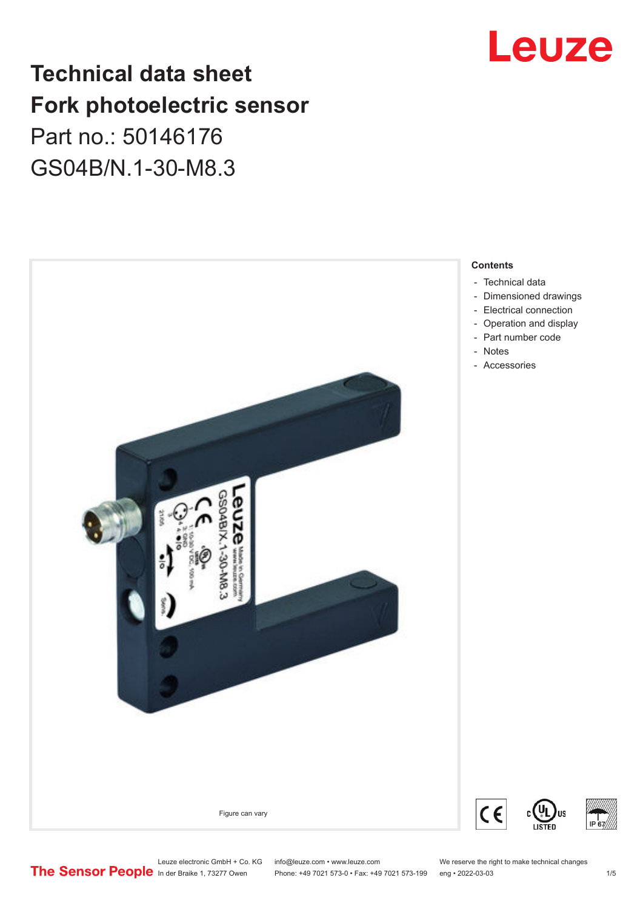# Technical data sheet
# Fork photoelectric sensor

Part no.: 50146176

GS04B/N.1-30-M8.3

Figure can vary

**Contents**

- Technical data
- Dimensioned drawings
- Electrical connection
- Operation and display
- Part number code
- Notes
- Accessories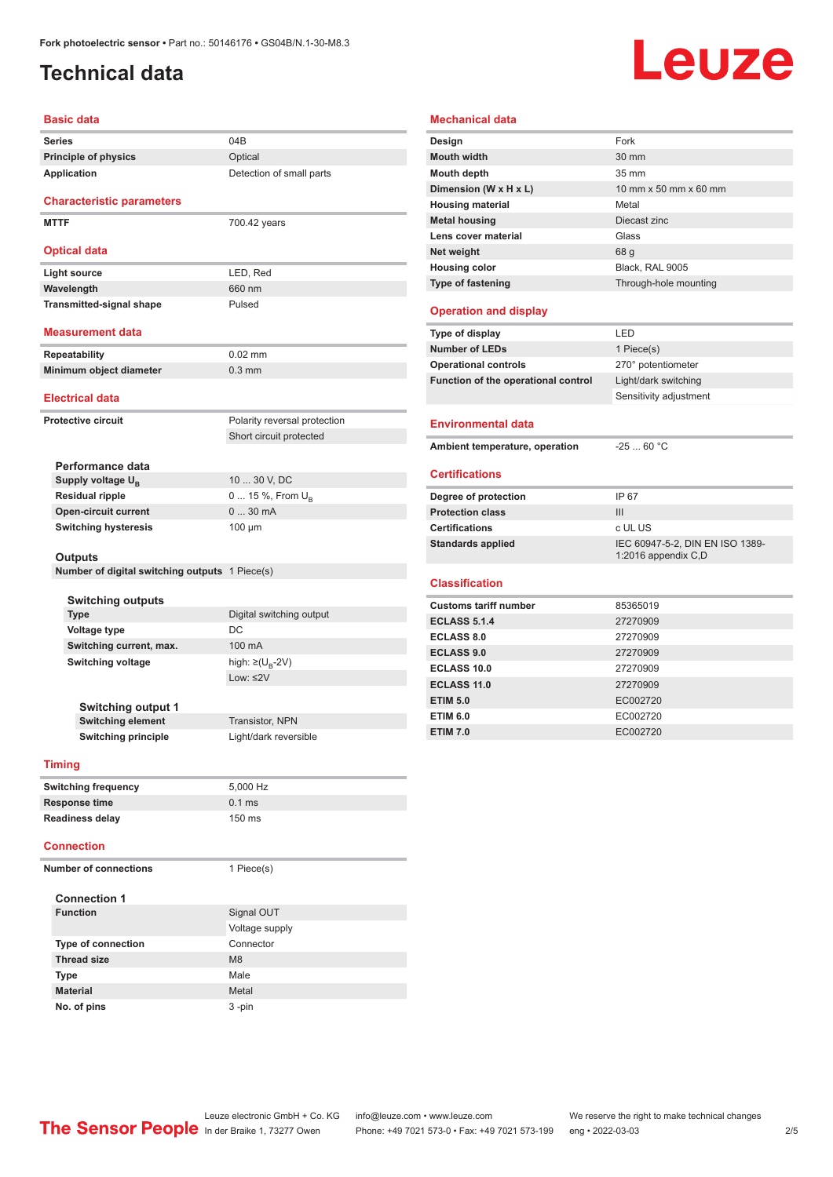# Technical data

## Basic data

| | |
|---|---|
| **Series** | 04B |
| **Principle of physics** | Optical |
| **Application** | Detection of small parts |

## Characteristic parameters

| | |
|---|---|
| **MTTF** | 700.42 years |

## Optical data

| | |
|---|---|
| **Light source** | LED, Red |
| **Wavelength** | 660 nm |
| **Transmitted-signal shape** | Pulsed |

## Measurement data

| | |
|---|---|
| **Repeatability** | 0.02 mm |
| **Minimum object diameter** | 0.3 mm |

## Electrical data

| | |
|---|---|
| **Protective circuit** | Polarity reversal protection |
| | Short circuit protected |

### Performance data

| | |
|---|---|
| **Supply voltage $U_B$** | 10 ... 30 V, DC |
| **Residual ripple** | 0 ... 15 %, From $U_B$ |
| **Open-circuit current** | 0 ... 30 mA |
| **Switching hysteresis** | 100 µm |

### Outputs

| | |
|---|---|
| **Number of digital switching outputs** | 1 Piece(s) |

#### Switching outputs

| | |
|---|---|
| **Type** | Digital switching output |
| **Voltage type** | DC |
| **Switching current, max.** | 100 mA |
| **Switching voltage** | high: $\geq(U_B\text{-}2V)$ |
| | Low: ≤2V |

##### Switching output 1

| | |
|---|---|
| **Switching element** | Transistor, NPN |
| **Switching principle** | Light/dark reversible |

## Timing

| | |
|---|---|
| **Switching frequency** | 5,000 Hz |
| **Response time** | 0.1 ms |
| **Readiness delay** | 150 ms |

## Connection

| | |
|---|---|
| **Number of connections** | 1 Piece(s) |

### Connection 1

| | |
|---|---|
| **Function** | Signal OUT |
| | Voltage supply |
| **Type of connection** | Connector |
| **Thread size** | M8 |
| **Type** | Male |
| **Material** | Metal |
| **No. of pins** | 3 -pin |

## Mechanical data

| | |
|---|---|
| **Design** | Fork |
| **Mouth width** | 30 mm |
| **Mouth depth** | 35 mm |
| **Dimension (W x H x L)** | 10 mm x 50 mm x 60 mm |
| **Housing material** | Metal |
| **Metal housing** | Diecast zinc |
| **Lens cover material** | Glass |
| **Net weight** | 68 g |
| **Housing color** | Black, RAL 9005 |
| **Type of fastening** | Through-hole mounting |

## Operation and display

| | |
|---|---|
| **Type of display** | LED |
| **Number of LEDs** | 1 Piece(s) |
| **Operational controls** | 270° potentiometer |
| **Function of the operational control** | Light/dark switching |
| | Sensitivity adjustment |

## Environmental data

| | |
|---|---|
| **Ambient temperature, operation** | -25 ... 60 °C |

## Certifications

| | |
|---|---|
| **Degree of protection** | IP 67 |
| **Protection class** | III |
| **Certifications** | c UL US |
| **Standards applied** | IEC 60947-5-2, DIN EN ISO 1389-1:2016 appendix C,D |

## Classification

| | |
|---|---|
| **Customs tariff number** | 85365019 |
| **ECLASS 5.1.4** | 27270909 |
| **ECLASS 8.0** | 27270909 |
| **ECLASS 9.0** | 27270909 |
| **ECLASS 10.0** | 27270909 |
| **ECLASS 11.0** | 27270909 |
| **ETIM 5.0** | EC002720 |
| **ETIM 6.0** | EC002720 |
| **ETIM 7.0** | EC002720 |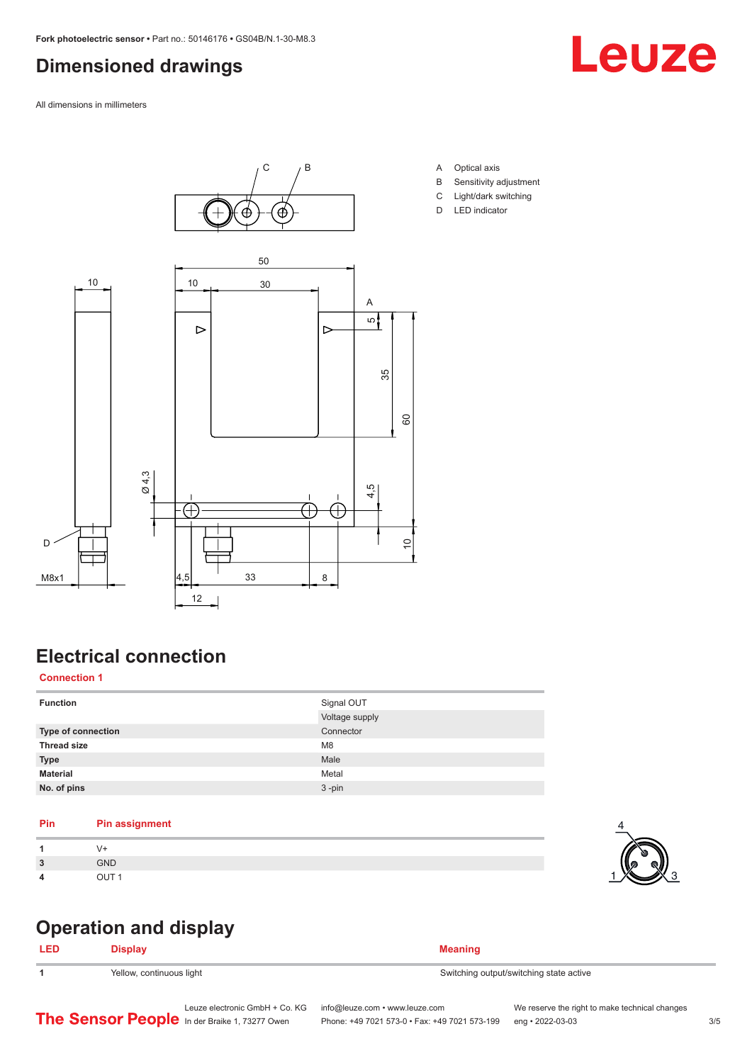# Dimensioned drawings

All dimensions in millimeters

A Optical axis
B Sensitivity adjustment
C Light/dark switching
D LED indicator

# Electrical connection

### Connection 1

| Function | Signal OUT |
|---|---|
| | Voltage supply |
| **Type of connection** | Connector |
| **Thread size** | M8 |
| **Type** | Male |
| **Material** | Metal |
| **No. of pins** | 3 -pin |

| Pin | Pin assignment |
|---|---|
| 1 | V+ |
| 3 | GND |
| 4 | OUT 1 |

# Operation and display

| LED | Display | Meaning |
|---|---|---|
| 1 | Yellow, continuous light | Switching output/switching state active |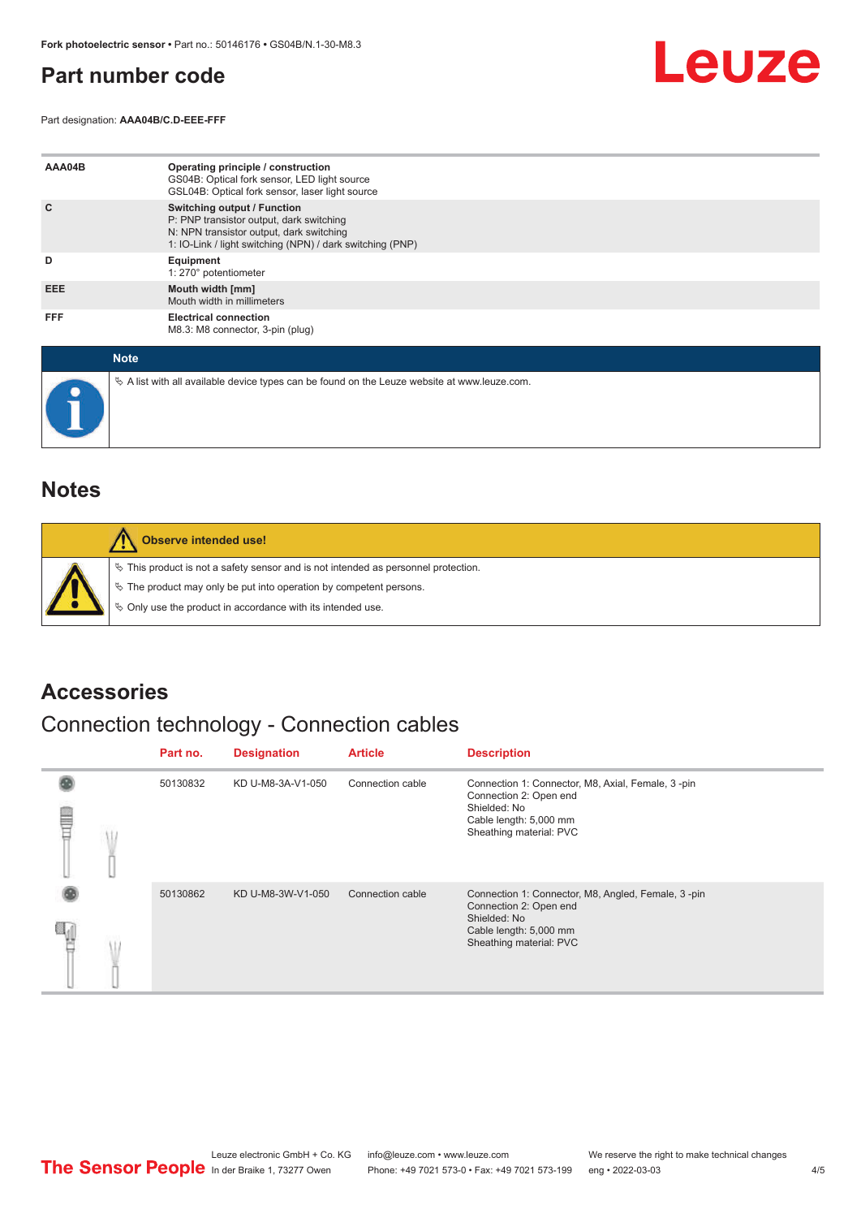## Part number code

Part designation: **AAA04B/C.D-EEE-FFF**

| | |
|---|---|
| **AAA04B** | **Operating principle / construction**<br>GS04B: Optical fork sensor, LED light source<br>GSL04B: Optical fork sensor, laser light source |
| **C** | **Switching output / Function**<br>P: PNP transistor output, dark switching<br>N: NPN transistor output, dark switching<br>1: IO-Link / light switching (NPN) / dark switching (PNP) |
| **D** | **Equipment**<br>1: 270° potentiometer |
| **EEE** | **Mouth width [mm]**<br>Mouth width in millimeters |
| **FFF** | **Electrical connection**<br>M8.3: M8 connector, 3-pin (plug) |

**Note**

- A list with all available device types can be found on the Leuze website at www.leuze.com.

## Notes

**Observe intended use!**

- This product is not a safety sensor and is not intended as personnel protection.
- The product may only be put into operation by competent persons.
- Only use the product in accordance with its intended use.

## Accessories

### Connection technology - Connection cables

| Part no. | Designation | Article | Description |
|---|---|---|---|
| 50130832 | KD U-M8-3A-V1-050 | Connection cable | Connection 1: Connector, M8, Axial, Female, 3 -pin<br>Connection 2: Open end<br>Shielded: No<br>Cable length: 5,000 mm<br>Sheathing material: PVC |
| 50130862 | KD U-M8-3W-V1-050 | Connection cable | Connection 1: Connector, M8, Angled, Female, 3 -pin<br>Connection 2: Open end<br>Shielded: No<br>Cable length: 5,000 mm<br>Sheathing material: PVC |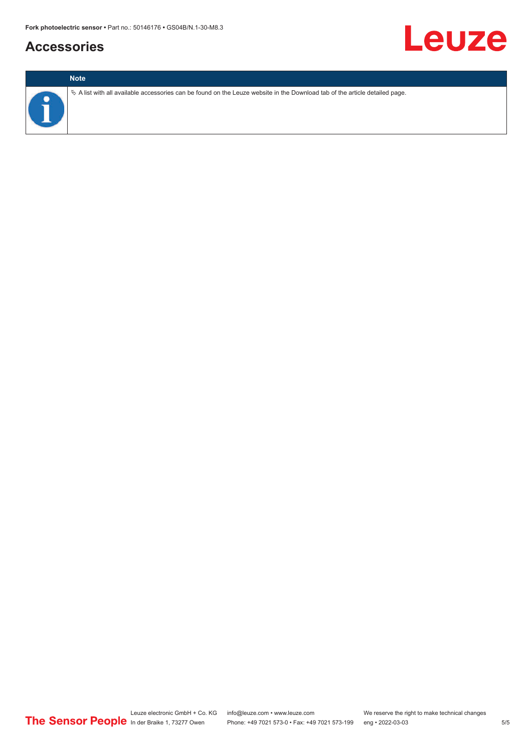## Accessories

| Note |
| --- |
| ↳ A list with all available accessories can be found on the Leuze website in the Download tab of the article detailed page. |